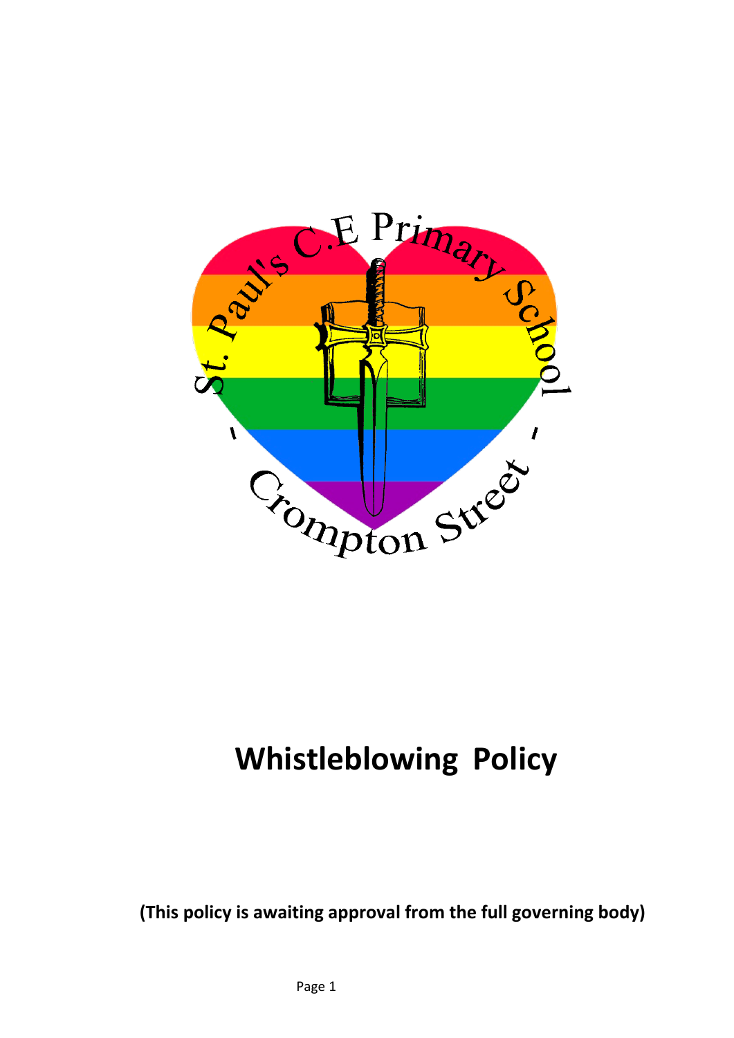St. Paul's C.E Primary School - Crompton Street -

# Whistleblowing Policy

**(This policy is awaiting approval from the full governing body)**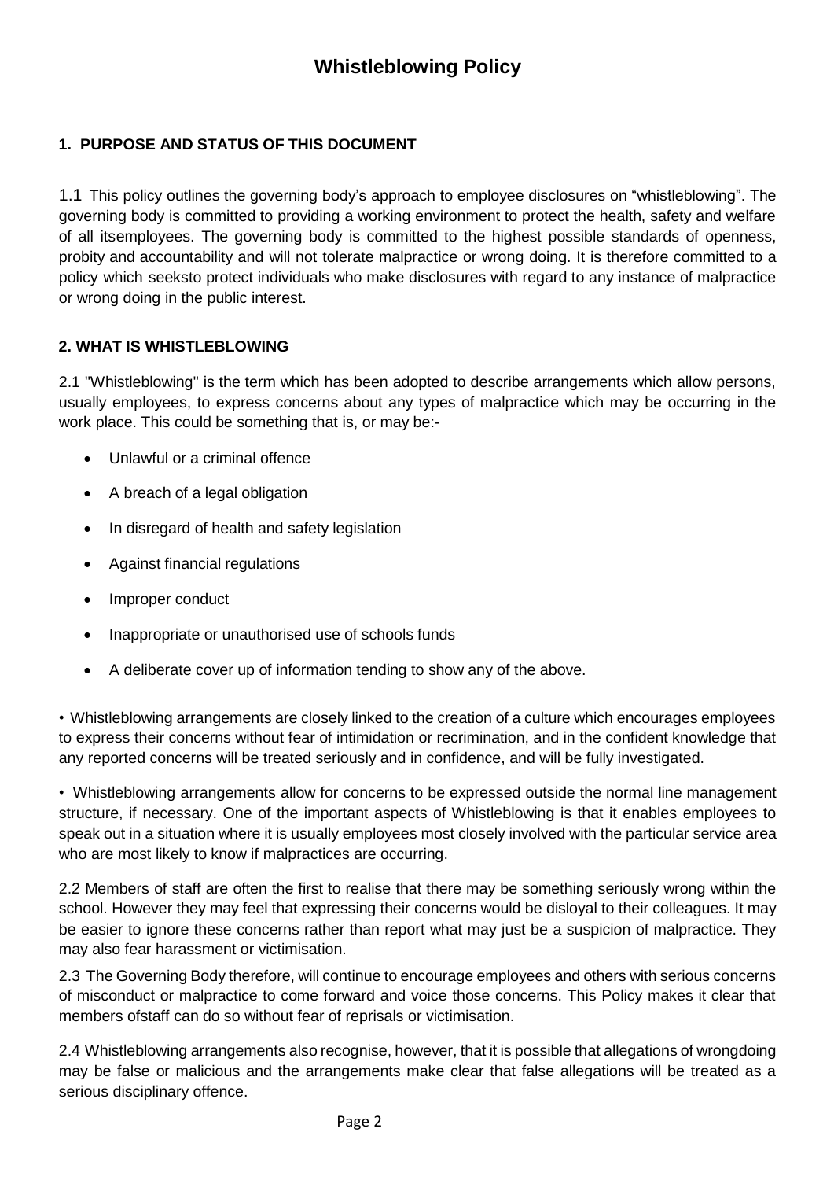# Whistleblowing Policy

## 1. PURPOSE AND STATUS OF THIS DOCUMENT

1.1 This policy outlines the governing body's approach to employee disclosures on "whistleblowing". The governing body is committed to providing a working environment to protect the health, safety and welfare of all itsemployees. The governing body is committed to the highest possible standards of openness, probity and accountability and will not tolerate malpractice or wrong doing. It is therefore committed to a policy which seeksto protect individuals who make disclosures with regard to any instance of malpractice or wrong doing in the public interest.

## 2. WHAT IS WHISTLEBLOWING

2.1 "Whistleblowing" is the term which has been adopted to describe arrangements which allow persons, usually employees, to express concerns about any types of malpractice which may be occurring in the work place. This could be something that is, or may be:-

- Unlawful or a criminal offence
- A breach of a legal obligation
- In disregard of health and safety legislation
- Against financial regulations
- Improper conduct
- Inappropriate or unauthorised use of schools funds
- A deliberate cover up of information tending to show any of the above.

• Whistleblowing arrangements are closely linked to the creation of a culture which encourages employees to express their concerns without fear of intimidation or recrimination, and in the confident knowledge that any reported concerns will be treated seriously and in confidence, and will be fully investigated.

• Whistleblowing arrangements allow for concerns to be expressed outside the normal line management structure, if necessary. One of the important aspects of Whistleblowing is that it enables employees to speak out in a situation where it is usually employees most closely involved with the particular service area who are most likely to know if malpractices are occurring.

2.2 Members of staff are often the first to realise that there may be something seriously wrong within the school. However they may feel that expressing their concerns would be disloyal to their colleagues. It may be easier to ignore these concerns rather than report what may just be a suspicion of malpractice. They may also fear harassment or victimisation.

2.3 The Governing Body therefore, will continue to encourage employees and others with serious concerns of misconduct or malpractice to come forward and voice those concerns. This Policy makes it clear that members ofstaff can do so without fear of reprisals or victimisation.

2.4 Whistleblowing arrangements also recognise, however, that it is possible that allegations of wrongdoing may be false or malicious and the arrangements make clear that false allegations will be treated as a serious disciplinary offence.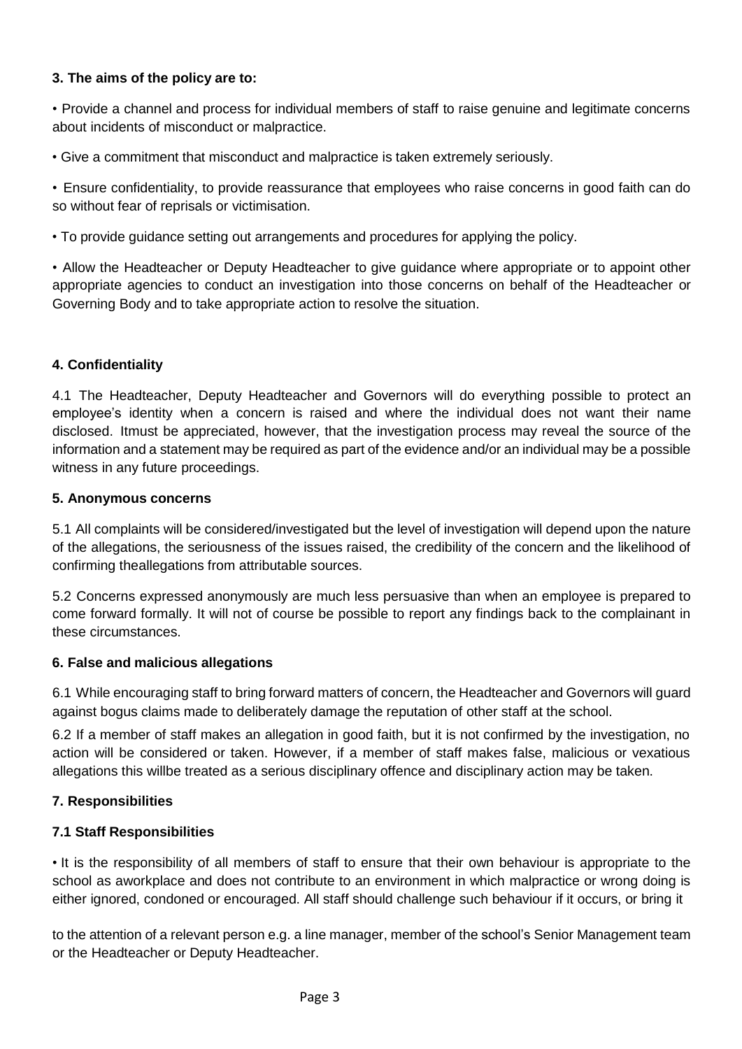**3. The aims of the policy are to:**

• Provide a channel and process for individual members of staff to raise genuine and legitimate concerns about incidents of misconduct or malpractice.

• Give a commitment that misconduct and malpractice is taken extremely seriously.

• Ensure confidentiality, to provide reassurance that employees who raise concerns in good faith can do so without fear of reprisals or victimisation.

• To provide guidance setting out arrangements and procedures for applying the policy.

• Allow the Headteacher or Deputy Headteacher to give guidance where appropriate or to appoint other appropriate agencies to conduct an investigation into those concerns on behalf of the Headteacher or Governing Body and to take appropriate action to resolve the situation.

**4. Confidentiality**

4.1 The Headteacher, Deputy Headteacher and Governors will do everything possible to protect an employee's identity when a concern is raised and where the individual does not want their name disclosed. Itmust be appreciated, however, that the investigation process may reveal the source of the information and a statement may be required as part of the evidence and/or an individual may be a possible witness in any future proceedings.

**5. Anonymous concerns**

5.1 All complaints will be considered/investigated but the level of investigation will depend upon the nature of the allegations, the seriousness of the issues raised, the credibility of the concern and the likelihood of confirming theallegations from attributable sources.

5.2 Concerns expressed anonymously are much less persuasive than when an employee is prepared to come forward formally. It will not of course be possible to report any findings back to the complainant in these circumstances.

**6. False and malicious allegations**

6.1 While encouraging staff to bring forward matters of concern, the Headteacher and Governors will guard against bogus claims made to deliberately damage the reputation of other staff at the school.

6.2 If a member of staff makes an allegation in good faith, but it is not confirmed by the investigation, no action will be considered or taken. However, if a member of staff makes false, malicious or vexatious allegations this willbe treated as a serious disciplinary offence and disciplinary action may be taken.

**7. Responsibilities**

**7.1 Staff Responsibilities**

• It is the responsibility of all members of staff to ensure that their own behaviour is appropriate to the school as aworkplace and does not contribute to an environment in which malpractice or wrong doing is either ignored, condoned or encouraged. All staff should challenge such behaviour if it occurs, or bring it to the attention of a relevant person e.g. a line manager, member of the school's Senior Management team or the Headteacher or Deputy Headteacher.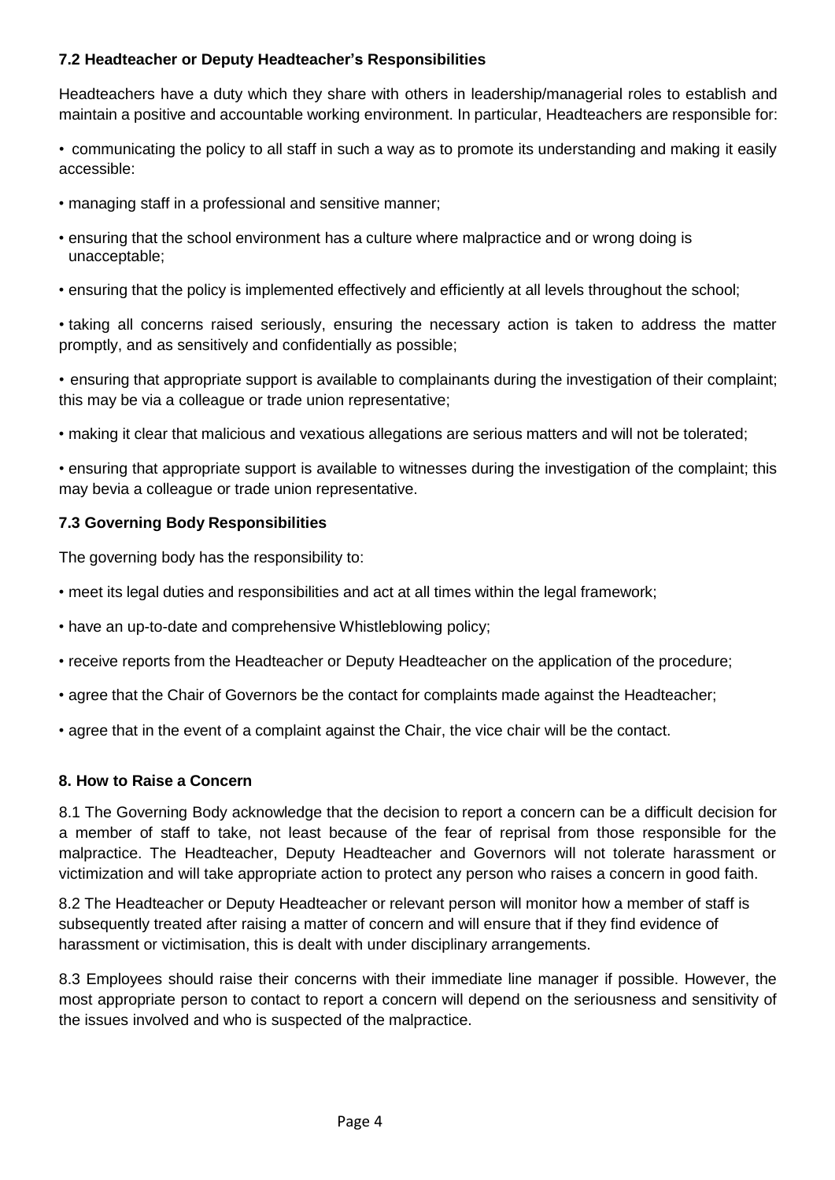### 7.2 Headteacher or Deputy Headteacher's Responsibilities

Headteachers have a duty which they share with others in leadership/managerial roles to establish and maintain a positive and accountable working environment. In particular, Headteachers are responsible for:

- communicating the policy to all staff in such a way as to promote its understanding and making it easily accessible:
- managing staff in a professional and sensitive manner;
- ensuring that the school environment has a culture where malpractice and or wrong doing is unacceptable;
- ensuring that the policy is implemented effectively and efficiently at all levels throughout the school;
- taking all concerns raised seriously, ensuring the necessary action is taken to address the matter promptly, and as sensitively and confidentially as possible;
- ensuring that appropriate support is available to complainants during the investigation of their complaint; this may be via a colleague or trade union representative;
- making it clear that malicious and vexatious allegations are serious matters and will not be tolerated;
- ensuring that appropriate support is available to witnesses during the investigation of the complaint; this may bevia a colleague or trade union representative.

### 7.3 Governing Body Responsibilities

The governing body has the responsibility to:

- meet its legal duties and responsibilities and act at all times within the legal framework;
- have an up-to-date and comprehensive Whistleblowing policy;
- receive reports from the Headteacher or Deputy Headteacher on the application of the procedure;
- agree that the Chair of Governors be the contact for complaints made against the Headteacher;
- agree that in the event of a complaint against the Chair, the vice chair will be the contact.

### 8. How to Raise a Concern

8.1 The Governing Body acknowledge that the decision to report a concern can be a difficult decision for a member of staff to take, not least because of the fear of reprisal from those responsible for the malpractice. The Headteacher, Deputy Headteacher and Governors will not tolerate harassment or victimization and will take appropriate action to protect any person who raises a concern in good faith.

8.2 The Headteacher or Deputy Headteacher or relevant person will monitor how a member of staff is subsequently treated after raising a matter of concern and will ensure that if they find evidence of harassment or victimisation, this is dealt with under disciplinary arrangements.

8.3 Employees should raise their concerns with their immediate line manager if possible. However, the most appropriate person to contact to report a concern will depend on the seriousness and sensitivity of the issues involved and who is suspected of the malpractice.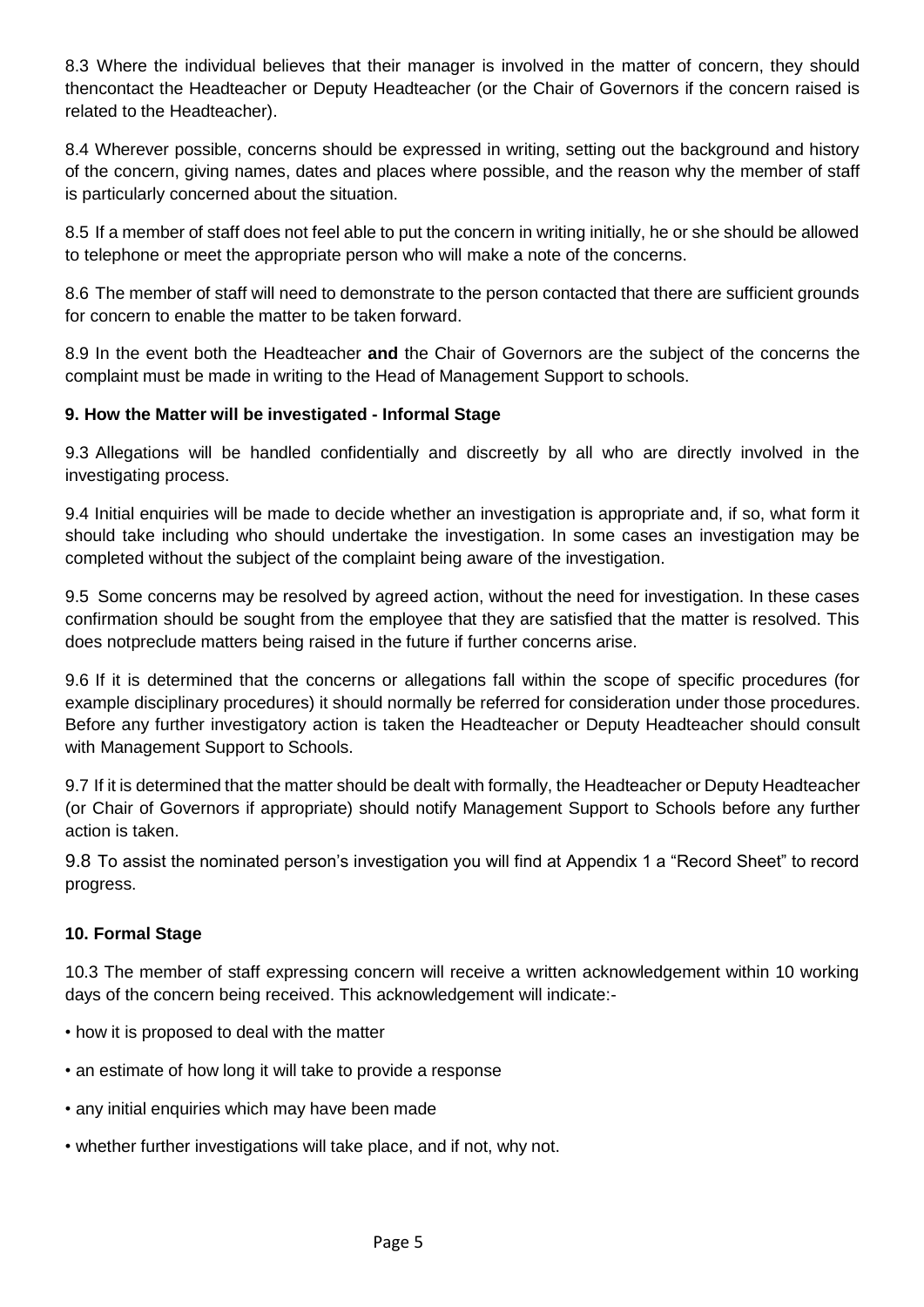8.3 Where the individual believes that their manager is involved in the matter of concern, they should thencontact the Headteacher or Deputy Headteacher (or the Chair of Governors if the concern raised is related to the Headteacher).

8.4 Wherever possible, concerns should be expressed in writing, setting out the background and history of the concern, giving names, dates and places where possible, and the reason why the member of staff is particularly concerned about the situation.

8.5 If a member of staff does not feel able to put the concern in writing initially, he or she should be allowed to telephone or meet the appropriate person who will make a note of the concerns.

8.6 The member of staff will need to demonstrate to the person contacted that there are sufficient grounds for concern to enable the matter to be taken forward.

8.9 In the event both the Headteacher **and** the Chair of Governors are the subject of the concerns the complaint must be made in writing to the Head of Management Support to schools.

**9. How the Matter will be investigated - Informal Stage**

9.3 Allegations will be handled confidentially and discreetly by all who are directly involved in the investigating process.

9.4 Initial enquiries will be made to decide whether an investigation is appropriate and, if so, what form it should take including who should undertake the investigation. In some cases an investigation may be completed without the subject of the complaint being aware of the investigation.

9.5 Some concerns may be resolved by agreed action, without the need for investigation. In these cases confirmation should be sought from the employee that they are satisfied that the matter is resolved. This does notpreclude matters being raised in the future if further concerns arise.

9.6 If it is determined that the concerns or allegations fall within the scope of specific procedures (for example disciplinary procedures) it should normally be referred for consideration under those procedures. Before any further investigatory action is taken the Headteacher or Deputy Headteacher should consult with Management Support to Schools.

9.7 If it is determined that the matter should be dealt with formally, the Headteacher or Deputy Headteacher (or Chair of Governors if appropriate) should notify Management Support to Schools before any further action is taken.

9.8 To assist the nominated person's investigation you will find at Appendix 1 a "Record Sheet" to record progress.

**10. Formal Stage**

10.3 The member of staff expressing concern will receive a written acknowledgement within 10 working days of the concern being received. This acknowledgement will indicate:-

- how it is proposed to deal with the matter
- an estimate of how long it will take to provide a response
- any initial enquiries which may have been made
- whether further investigations will take place, and if not, why not.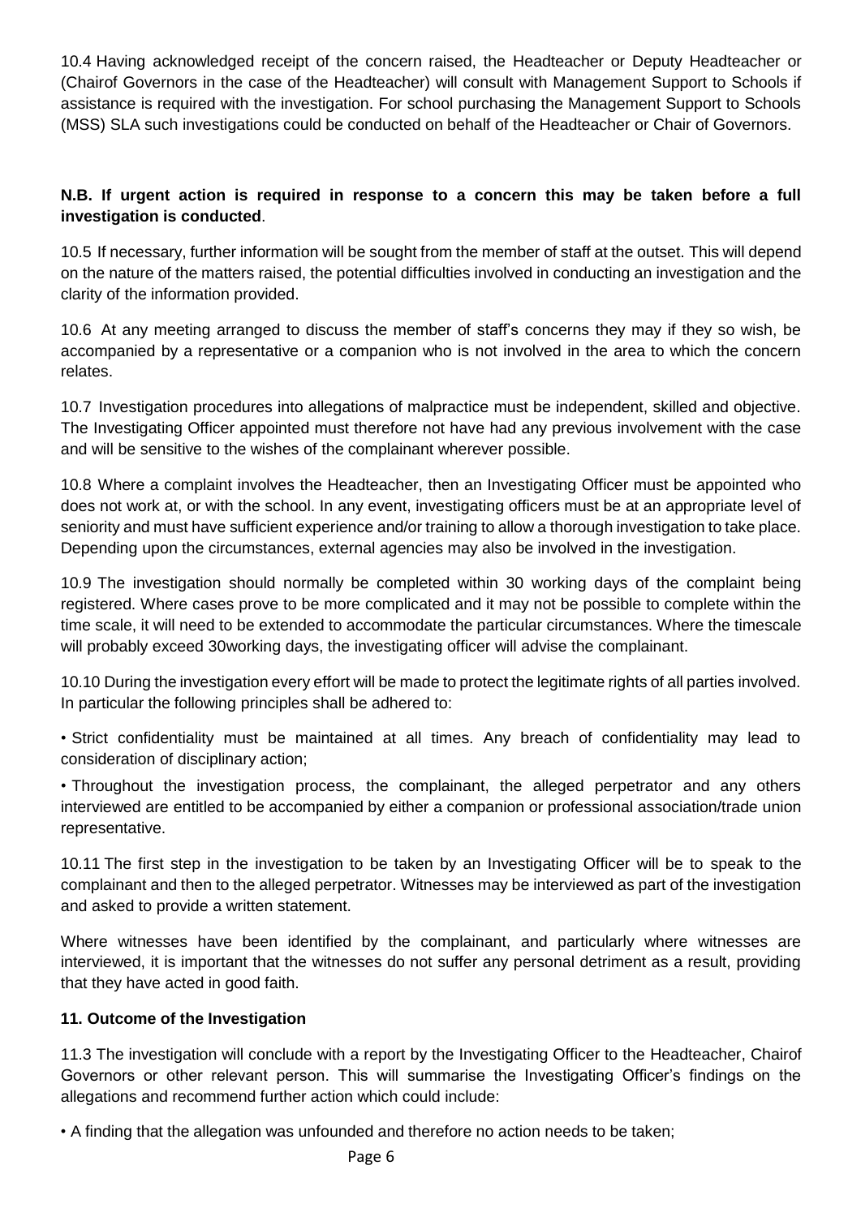10.4 Having acknowledged receipt of the concern raised, the Headteacher or Deputy Headteacher or (Chairof Governors in the case of the Headteacher) will consult with Management Support to Schools if assistance is required with the investigation. For school purchasing the Management Support to Schools (MSS) SLA such investigations could be conducted on behalf of the Headteacher or Chair of Governors.

**N.B. If urgent action is required in response to a concern this may be taken before a full investigation is conducted**.

10.5 If necessary, further information will be sought from the member of staff at the outset. This will depend on the nature of the matters raised, the potential difficulties involved in conducting an investigation and the clarity of the information provided.

10.6 At any meeting arranged to discuss the member of staff's concerns they may if they so wish, be accompanied by a representative or a companion who is not involved in the area to which the concern relates.

10.7 Investigation procedures into allegations of malpractice must be independent, skilled and objective. The Investigating Officer appointed must therefore not have had any previous involvement with the case and will be sensitive to the wishes of the complainant wherever possible.

10.8 Where a complaint involves the Headteacher, then an Investigating Officer must be appointed who does not work at, or with the school. In any event, investigating officers must be at an appropriate level of seniority and must have sufficient experience and/or training to allow a thorough investigation to take place. Depending upon the circumstances, external agencies may also be involved in the investigation.

10.9 The investigation should normally be completed within 30 working days of the complaint being registered. Where cases prove to be more complicated and it may not be possible to complete within the time scale, it will need to be extended to accommodate the particular circumstances. Where the timescale will probably exceed 30working days, the investigating officer will advise the complainant.

10.10 During the investigation every effort will be made to protect the legitimate rights of all parties involved. In particular the following principles shall be adhered to:

- Strict confidentiality must be maintained at all times. Any breach of confidentiality may lead to consideration of disciplinary action;
- Throughout the investigation process, the complainant, the alleged perpetrator and any others interviewed are entitled to be accompanied by either a companion or professional association/trade union representative.

10.11 The first step in the investigation to be taken by an Investigating Officer will be to speak to the complainant and then to the alleged perpetrator. Witnesses may be interviewed as part of the investigation and asked to provide a written statement.

Where witnesses have been identified by the complainant, and particularly where witnesses are interviewed, it is important that the witnesses do not suffer any personal detriment as a result, providing that they have acted in good faith.

## 11. Outcome of the Investigation

11.3 The investigation will conclude with a report by the Investigating Officer to the Headteacher, Chairof Governors or other relevant person. This will summarise the Investigating Officer's findings on the allegations and recommend further action which could include:

- A finding that the allegation was unfounded and therefore no action needs to be taken;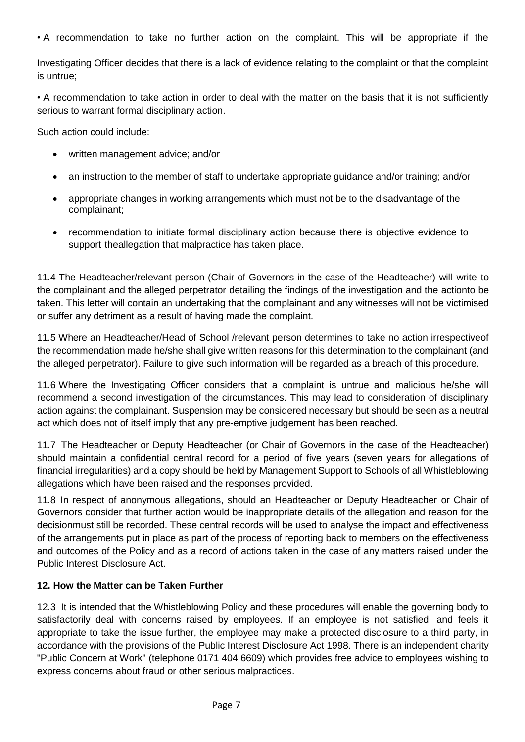• A recommendation to take no further action on the complaint. This will be appropriate if the

Investigating Officer decides that there is a lack of evidence relating to the complaint or that the complaint is untrue;

• A recommendation to take action in order to deal with the matter on the basis that it is not sufficiently serious to warrant formal disciplinary action.

Such action could include:

- written management advice; and/or
- an instruction to the member of staff to undertake appropriate guidance and/or training; and/or
- appropriate changes in working arrangements which must not be to the disadvantage of the complainant;
- recommendation to initiate formal disciplinary action because there is objective evidence to support theallegation that malpractice has taken place.

11.4 The Headteacher/relevant person (Chair of Governors in the case of the Headteacher) will write to the complainant and the alleged perpetrator detailing the findings of the investigation and the actionto be taken. This letter will contain an undertaking that the complainant and any witnesses will not be victimised or suffer any detriment as a result of having made the complaint.

11.5 Where an Headteacher/Head of School /relevant person determines to take no action irrespectiveof the recommendation made he/she shall give written reasons for this determination to the complainant (and the alleged perpetrator). Failure to give such information will be regarded as a breach of this procedure.

11.6 Where the Investigating Officer considers that a complaint is untrue and malicious he/she will recommend a second investigation of the circumstances. This may lead to consideration of disciplinary action against the complainant. Suspension may be considered necessary but should be seen as a neutral act which does not of itself imply that any pre-emptive judgement has been reached.

11.7 The Headteacher or Deputy Headteacher (or Chair of Governors in the case of the Headteacher) should maintain a confidential central record for a period of five years (seven years for allegations of financial irregularities) and a copy should be held by Management Support to Schools of all Whistleblowing allegations which have been raised and the responses provided.

11.8 In respect of anonymous allegations, should an Headteacher or Deputy Headteacher or Chair of Governors consider that further action would be inappropriate details of the allegation and reason for the decisionmust still be recorded. These central records will be used to analyse the impact and effectiveness of the arrangements put in place as part of the process of reporting back to members on the effectiveness and outcomes of the Policy and as a record of actions taken in the case of any matters raised under the Public Interest Disclosure Act.

**12. How the Matter can be Taken Further**

12.3 It is intended that the Whistleblowing Policy and these procedures will enable the governing body to satisfactorily deal with concerns raised by employees. If an employee is not satisfied, and feels it appropriate to take the issue further, the employee may make a protected disclosure to a third party, in accordance with the provisions of the Public Interest Disclosure Act 1998. There is an independent charity "Public Concern at Work" (telephone 0171 404 6609) which provides free advice to employees wishing to express concerns about fraud or other serious malpractices.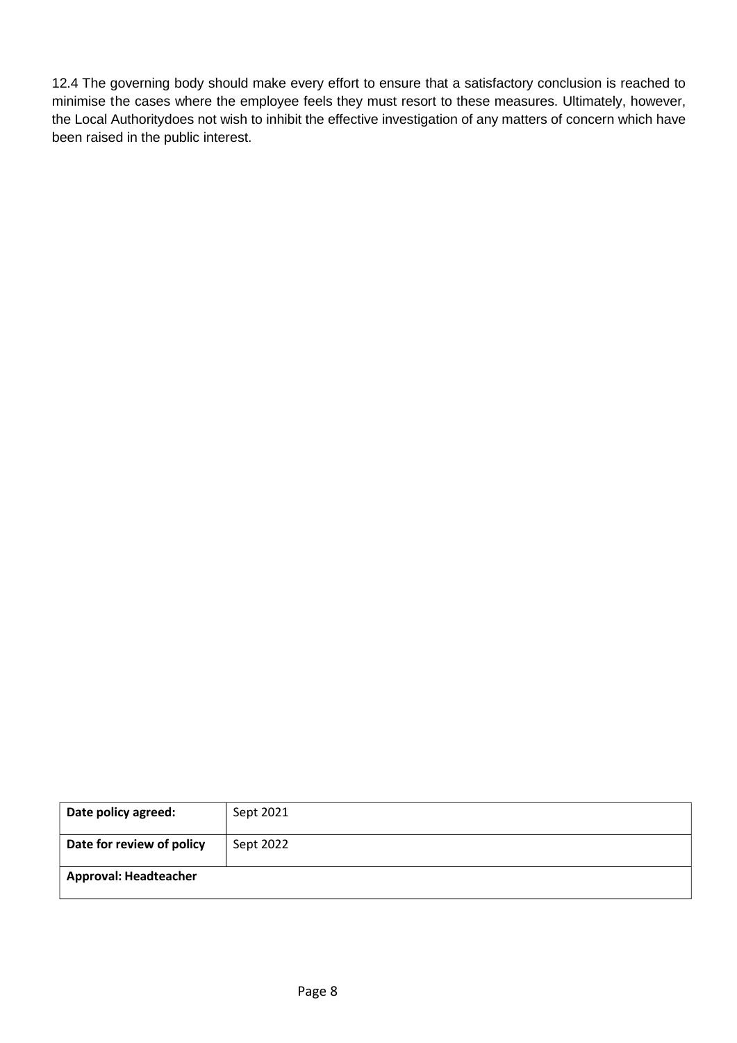12.4 The governing body should make every effort to ensure that a satisfactory conclusion is reached to minimise the cases where the employee feels they must resort to these measures. Ultimately, however, the Local Authoritydoes not wish to inhibit the effective investigation of any matters of concern which have been raised in the public interest.

| **Date policy agreed:** | Sept 2021 |
|---|---|
| **Date for review of policy** | Sept 2022 |
| **Approval: Headteacher** | |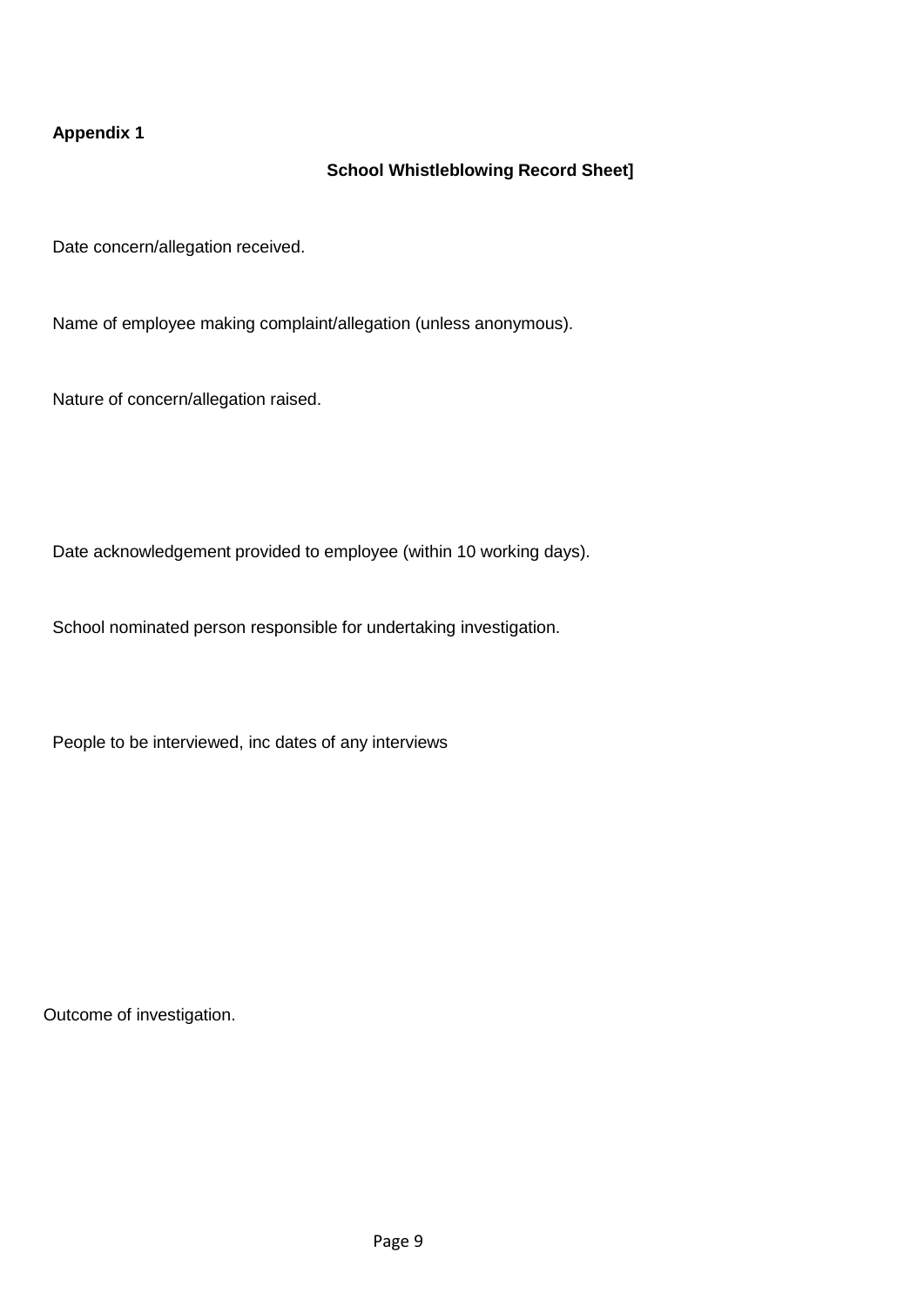**Appendix 1**

**School Whistleblowing Record Sheet]**

Date concern/allegation received.

Name of employee making complaint/allegation (unless anonymous).

Nature of concern/allegation raised.

Date acknowledgement provided to employee (within 10 working days).

School nominated person responsible for undertaking investigation.

People to be interviewed, inc dates of any interviews

Outcome of investigation.